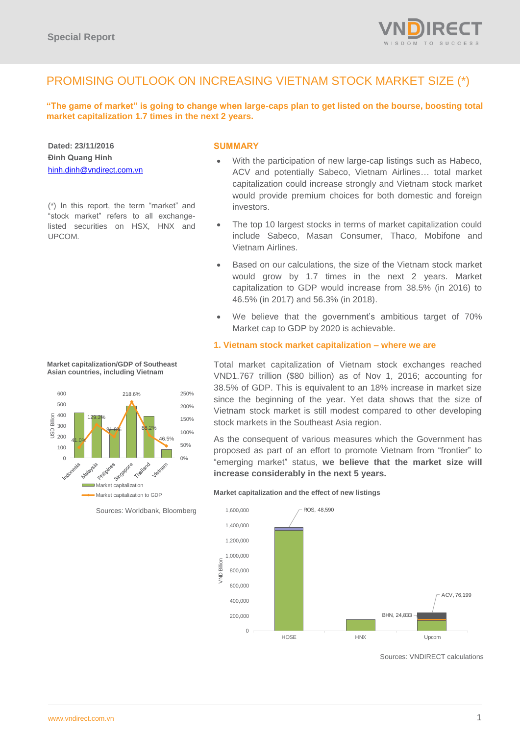# PROMISING OUTLOOK ON INCREASING VIETNAM STOCK MARKET SIZE (*)

**"The game of market" is going to change when large-caps plan to get listed on the bourse, boosting total market capitalization 1.7 times in the next 2 years.**

**Dated: 23/11/2016**
**Đinh Quang Hinh**
hinh.dinh@vndirect.com.vn

(*) In this report, the term "market" and "stock market" refers to all exchange-listed securities on HSX, HNX and UPCOM.

## SUMMARY

- With the participation of new large-cap listings such as Habeco, ACV and potentially Sabeco, Vietnam Airlines… total market capitalization could increase strongly and Vietnam stock market would provide premium choices for both domestic and foreign investors.
- The top 10 largest stocks in terms of market capitalization could include Sabeco, Masan Consumer, Thaco, Mobifone and Vietnam Airlines.
- Based on our calculations, the size of the Vietnam stock market would grow by 1.7 times in the next 2 years. Market capitalization to GDP would increase from 38.5% (in 2016) to 46.5% (in 2017) and 56.3% (in 2018).
- We believe that the government's ambitious target of 70% Market cap to GDP by 2020 is achievable.

### 1. Vietnam stock market capitalization – where we are

Total market capitalization of Vietnam stock exchanges reached VND1.767 trillion ($80 billion) as of Nov 1, 2016; accounting for 38.5% of GDP. This is equivalent to an 18% increase in market size since the beginning of the year. Yet data shows that the size of Vietnam stock market is still modest compared to other developing stock markets in the Southeast Asia region.

As the consequent of various measures which the Government has proposed as part of an effort to promote Vietnam from "frontier" to "emerging market" status, **we believe that the market size will increase considerably in the next 5 years.**

**Market capitalization/GDP of Southeast Asian countries, including Vietnam**

| Country | Market capitalization to GDP |
|---|---|
| Indonesia | 41.0% |
| Malaysia | 129.3% |
| Philipines | 81.8% |
| Singapore | 218.6% |
| Thailand | 88.2% |
| Vietnam | 46.5% |

Sources: Worldbank, Bloomberg

**Market capitalization and the effect of new listings**

New listings shown (VND Billion): ROS, 48,590 (HOSE); BHN, 24,833 (Upcom); ACV, 76,199 (Upcom)

Sources: VNDIRECT calculations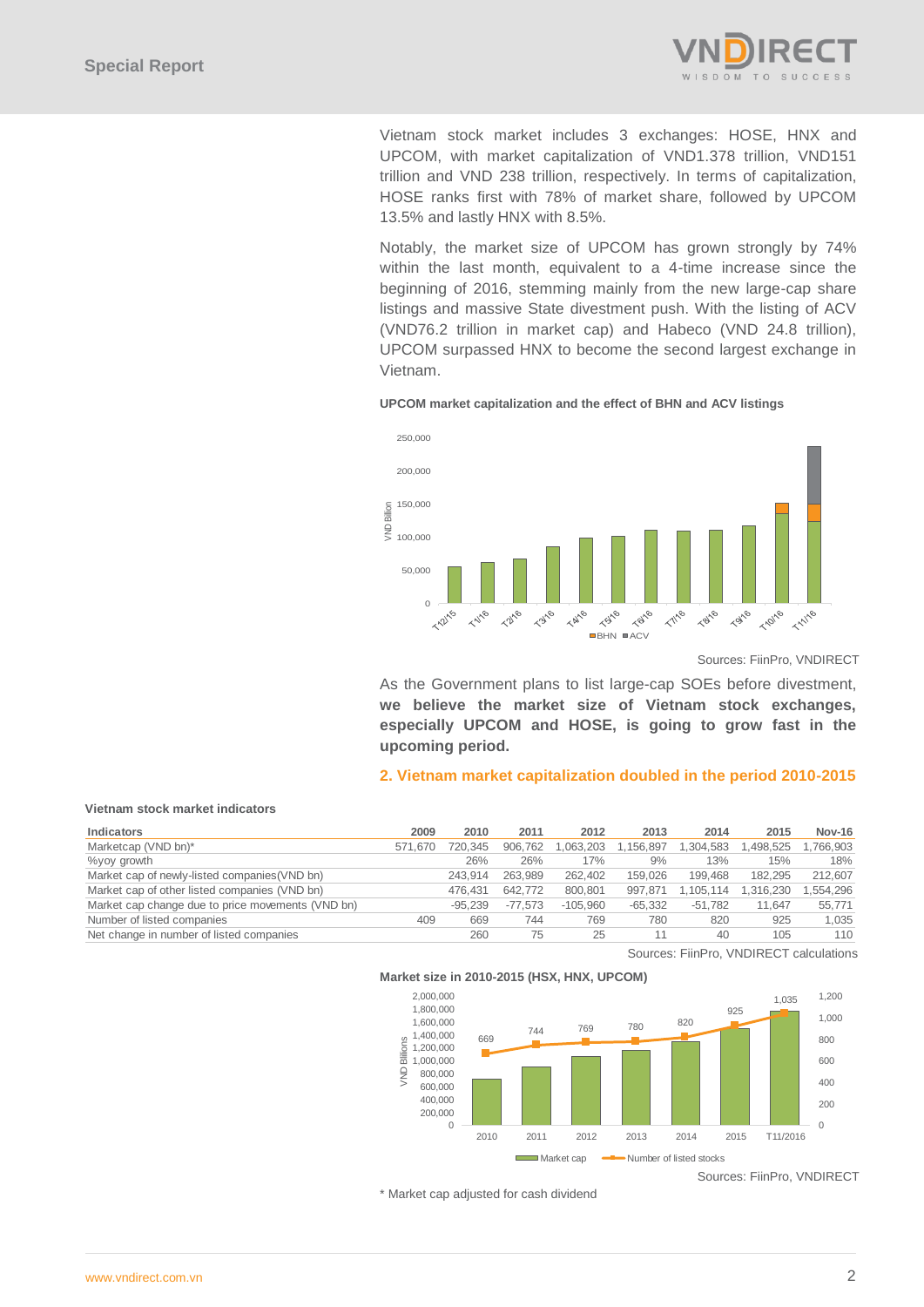Vietnam stock market includes 3 exchanges: HOSE, HNX and UPCOM, with market capitalization of VND1.378 trillion, VND151 trillion and VND 238 trillion, respectively. In terms of capitalization, HOSE ranks first with 78% of market share, followed by UPCOM 13.5% and lastly HNX with 8.5%.

Notably, the market size of UPCOM has grown strongly by 74% within the last month, equivalent to a 4-time increase since the beginning of 2016, stemming mainly from the new large-cap share listings and massive State divestment push. With the listing of ACV (VND76.2 trillion in market cap) and Habeco (VND 24.8 trillion), UPCOM surpassed HNX to become the second largest exchange in Vietnam.

**UPCOM market capitalization and the effect of BHN and ACV listings**

Sources: FiinPro, VNDIRECT

As the Government plans to list large-cap SOEs before divestment, **we believe the market size of Vietnam stock exchanges, especially UPCOM and HOSE, is going to grow fast in the upcoming period.**

## 2. Vietnam market capitalization doubled in the period 2010-2015

**Vietnam stock market indicators**

| Indicators | 2009 | 2010 | 2011 | 2012 | 2013 | 2014 | 2015 | Nov-16 |
|---|---|---|---|---|---|---|---|---|
| Marketcap (VND bn)* | 571,670 | 720,345 | 906,762 | 1,063,203 | 1,156,897 | 1,304,583 | 1,498,525 | 1,766,903 |
| %yoy growth | | 26% | 26% | 17% | 9% | 13% | 15% | 18% |
| Market cap of newly-listed companies(VND bn) | | 243,914 | 263,989 | 262,402 | 159,026 | 199,468 | 182,295 | 212,607 |
| Market cap of other listed companies (VND bn) | | 476,431 | 642,772 | 800,801 | 997,871 | 1,105,114 | 1,316,230 | 1,554,296 |
| Market cap change due to price movements (VND bn) | | -95,239 | -77,573 | -105,960 | -65,332 | -51,782 | 11,647 | 55,771 |
| Number of listed companies | 409 | 669 | 744 | 769 | 780 | 820 | 925 | 1,035 |
| Net change in number of listed companies | | 260 | 75 | 25 | 11 | 40 | 105 | 110 |

Sources: FiinPro, VNDIRECT calculations

**Market size in 2010-2015 (HSX, HNX, UPCOM)**

Sources: FiinPro, VNDIRECT

\* Market cap adjusted for cash dividend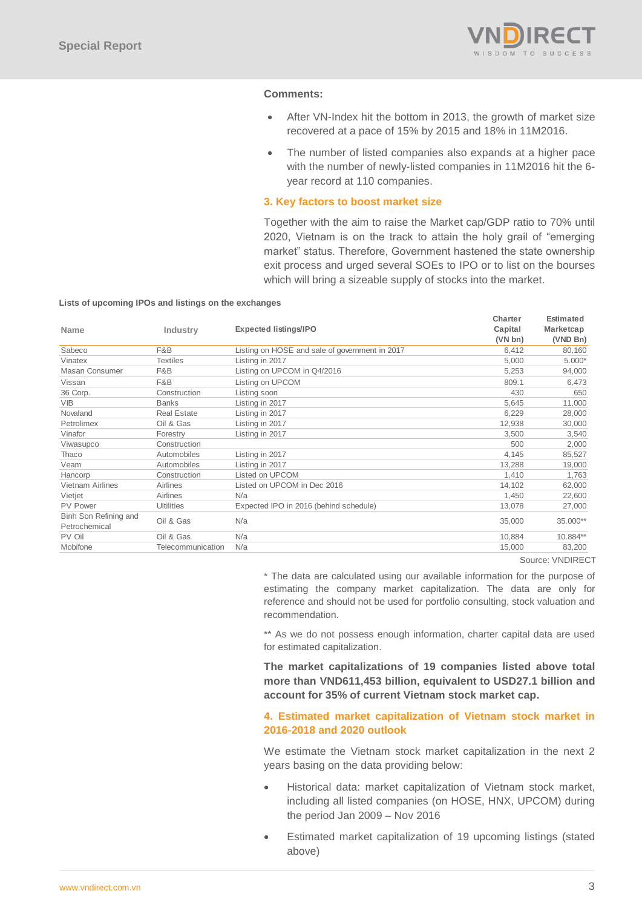**Comments:**

- After VN-Index hit the bottom in 2013, the growth of market size recovered at a pace of 15% by 2015 and 18% in 11M2016.
- The number of listed companies also expands at a higher pace with the number of newly-listed companies in 11M2016 hit the 6-year record at 110 companies.

### 3. Key factors to boost market size

Together with the aim to raise the Market cap/GDP ratio to 70% until 2020, Vietnam is on the track to attain the holy grail of "emerging market" status. Therefore, Government hastened the state ownership exit process and urged several SOEs to IPO or to list on the bourses which will bring a sizeable supply of stocks into the market.

**Lists of upcoming IPOs and listings on the exchanges**

| Name | Industry | Expected listings/IPO | Charter Capital (VN bn) | Estimated Marketcap (VND Bn) |
|---|---|---|---|---|
| Sabeco | F&B | Listing on HOSE and sale of government in 2017 | 6,412 | 80,160 |
| Vinatex | Textiles | Listing in 2017 | 5,000 | 5.000* |
| Masan Consumer | F&B | Listing on UPCOM in Q4/2016 | 5,253 | 94,000 |
| Vissan | F&B | Listing on UPCOM | 809.1 | 6,473 |
| 36 Corp. | Construction | Listing soon | 430 | 650 |
| VIB | Banks | Listing in 2017 | 5,645 | 11,000 |
| Novaland | Real Estate | Listing in 2017 | 6,229 | 28,000 |
| Petrolimex | Oil & Gas | Listing in 2017 | 12,938 | 30,000 |
| Vinafor | Forestry | Listing in 2017 | 3,500 | 3,540 |
| Viwasupco | Construction | | 500 | 2,000 |
| Thaco | Automobiles | Listing in 2017 | 4,145 | 85,527 |
| Veam | Automobiles | Listing in 2017 | 13,288 | 19,000 |
| Hancorp | Construction | Listed on UPCOM | 1,410 | 1,763 |
| Vietnam Airlines | Airlines | Listed on UPCOM in Dec 2016 | 14,102 | 62,000 |
| Vietjet | Airlines | N/a | 1,450 | 22,600 |
| PV Power | Ultilities | Expected IPO in 2016 (behind schedule) | 13,078 | 27,000 |
| Binh Son Refining and Petrochemical | Oil & Gas | N/a | 35,000 | 35.000** |
| PV Oil | Oil & Gas | N/a | 10,884 | 10.884** |
| Mobifone | Telecommunication | N/a | 15,000 | 83,200 |

Source: VNDIRECT

* The data are calculated using our available information for the purpose of estimating the company market capitalization. The data are only for reference and should not be used for portfolio consulting, stock valuation and recommendation.

** As we do not possess enough information, charter capital data are used for estimated capitalization.

**The market capitalizations of 19 companies listed above total more than VND611,453 billion, equivalent to USD27.1 billion and account for 35% of current Vietnam stock market cap.**

### 4. Estimated market capitalization of Vietnam stock market in 2016-2018 and 2020 outlook

We estimate the Vietnam stock market capitalization in the next 2 years basing on the data providing below:

- Historical data: market capitalization of Vietnam stock market, including all listed companies (on HOSE, HNX, UPCOM) during the period Jan 2009 – Nov 2016
- Estimated market capitalization of 19 upcoming listings (stated above)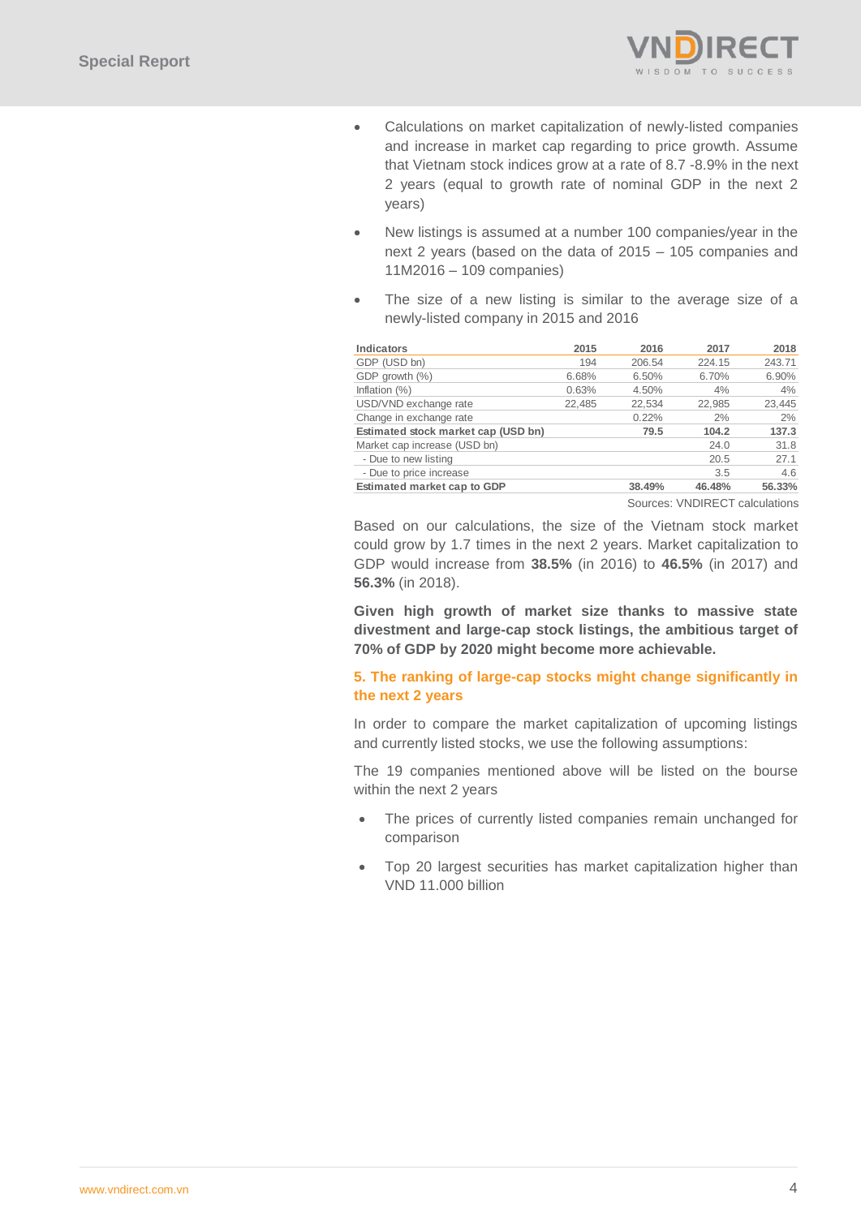- Calculations on market capitalization of newly-listed companies and increase in market cap regarding to price growth. Assume that Vietnam stock indices grow at a rate of 8.7 -8.9% in the next 2 years (equal to growth rate of nominal GDP in the next 2 years)
- New listings is assumed at a number 100 companies/year in the next 2 years (based on the data of 2015 – 105 companies and 11M2016 – 109 companies)
- The size of a new listing is similar to the average size of a newly-listed company in 2015 and 2016

| Indicators | 2015 | 2016 | 2017 | 2018 |
|---|---|---|---|---|
| GDP (USD bn) | 194 | 206.54 | 224.15 | 243.71 |
| GDP growth (%) | 6.68% | 6.50% | 6.70% | 6.90% |
| Inflation (%) | 0.63% | 4.50% | 4% | 4% |
| USD/VND exchange rate | 22,485 | 22,534 | 22,985 | 23,445 |
| Change in exchange rate | | 0.22% | 2% | 2% |
| **Estimated stock market cap (USD bn)** | | **79.5** | **104.2** | **137.3** |
| Market cap increase (USD bn) | | | 24.0 | 31.8 |
| - Due to new listing | | | 20.5 | 27.1 |
| - Due to price increase | | | 3.5 | 4.6 |
| **Estimated market cap to GDP** | | **38.49%** | **46.48%** | **56.33%** |

Sources: VNDIRECT calculations

Based on our calculations, the size of the Vietnam stock market could grow by 1.7 times in the next 2 years. Market capitalization to GDP would increase from **38.5%** (in 2016) to **46.5%** (in 2017) and **56.3%** (in 2018).

**Given high growth of market size thanks to massive state divestment and large-cap stock listings, the ambitious target of 70% of GDP by 2020 might become more achievable.**

## 5. The ranking of large-cap stocks might change significantly in the next 2 years

In order to compare the market capitalization of upcoming listings and currently listed stocks, we use the following assumptions:

The 19 companies mentioned above will be listed on the bourse within the next 2 years

- The prices of currently listed companies remain unchanged for comparison
- Top 20 largest securities has market capitalization higher than VND 11.000 billion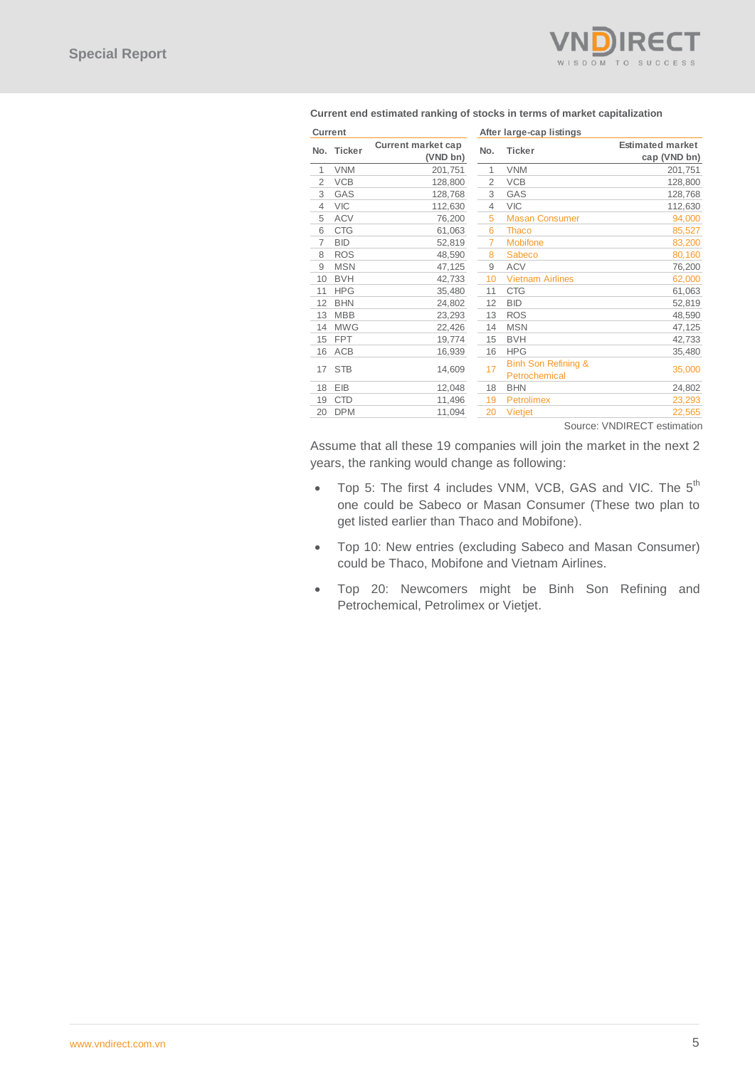**Current end estimated ranking of stocks in terms of market capitalization**

| Current | | | | After large-cap listings | | |
|---|---|---|---|---|---|---|
| No. | Ticker | Current market cap (VND bn) | | No. | Ticker | Estimated market cap (VND bn) |
| 1 | VNM | 201,751 | | 1 | VNM | 201,751 |
| 2 | VCB | 128,800 | | 2 | VCB | 128,800 |
| 3 | GAS | 128,768 | | 3 | GAS | 128,768 |
| 4 | VIC | 112,630 | | 4 | VIC | 112,630 |
| 5 | ACV | 76,200 | | 5 | Masan Consumer | 94,000 |
| 6 | CTG | 61,063 | | 6 | Thaco | 85,527 |
| 7 | BID | 52,819 | | 7 | Mobifone | 83,200 |
| 8 | ROS | 48,590 | | 8 | Sabeco | 80,160 |
| 9 | MSN | 47,125 | | 9 | ACV | 76,200 |
| 10 | BVH | 42,733 | | 10 | Vietnam Airlines | 62,000 |
| 11 | HPG | 35,480 | | 11 | CTG | 61,063 |
| 12 | BHN | 24,802 | | 12 | BID | 52,819 |
| 13 | MBB | 23,293 | | 13 | ROS | 48,590 |
| 14 | MWG | 22,426 | | 14 | MSN | 47,125 |
| 15 | FPT | 19,774 | | 15 | BVH | 42,733 |
| 16 | ACB | 16,939 | | 16 | HPG | 35,480 |
| 17 | STB | 14,609 | | 17 | Binh Son Refining & Petrochemical | 35,000 |
| 18 | EIB | 12,048 | | 18 | BHN | 24,802 |
| 19 | CTD | 11,496 | | 19 | Petrolimex | 23,293 |
| 20 | DPM | 11,094 | | 20 | Vietjet | 22,565 |

Source: VNDIRECT estimation

Assume that all these 19 companies will join the market in the next 2 years, the ranking would change as following:

- Top 5: The first 4 includes VNM, VCB, GAS and VIC. The 5th one could be Sabeco or Masan Consumer (These two plan to get listed earlier than Thaco and Mobifone).
- Top 10: New entries (excluding Sabeco and Masan Consumer) could be Thaco, Mobifone and Vietnam Airlines.
- Top 20: Newcomers might be Binh Son Refining and Petrochemical, Petrolimex or Vietjet.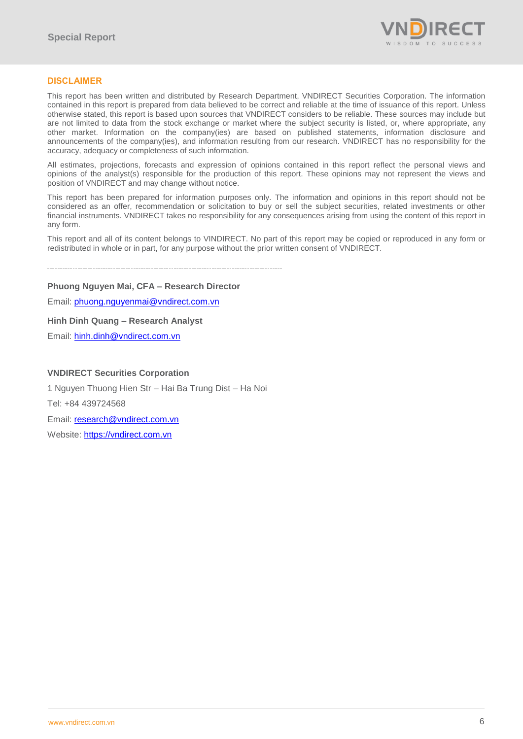## DISCLAIMER

This report has been written and distributed by Research Department, VNDIRECT Securities Corporation. The information contained in this report is prepared from data believed to be correct and reliable at the time of issuance of this report. Unless otherwise stated, this report is based upon sources that VNDIRECT considers to be reliable. These sources may include but are not limited to data from the stock exchange or market where the subject security is listed, or, where appropriate, any other market. Information on the company(ies) are based on published statements, information disclosure and announcements of the company(ies), and information resulting from our research. VNDIRECT has no responsibility for the accuracy, adequacy or completeness of such information.

All estimates, projections, forecasts and expression of opinions contained in this report reflect the personal views and opinions of the analyst(s) responsible for the production of this report. These opinions may not represent the views and position of VNDIRECT and may change without notice.

This report has been prepared for information purposes only. The information and opinions in this report should not be considered as an offer, recommendation or solicitation to buy or sell the subject securities, related investments or other financial instruments. VNDIRECT takes no responsibility for any consequences arising from using the content of this report in any form.

This report and all of its content belongs to VNDIRECT. No part of this report may be copied or reproduced in any form or redistributed in whole or in part, for any purpose without the prior written consent of VNDIRECT.

---

**Phuong Nguyen Mai, CFA – Research Director**

Email: phuong.nguyenmai@vndirect.com.vn

**Hinh Dinh Quang – Research Analyst**

Email: hinh.dinh@vndirect.com.vn

**VNDIRECT Securities Corporation**

1 Nguyen Thuong Hien Str – Hai Ba Trung Dist – Ha Noi

Tel: +84 439724568

Email: research@vndirect.com.vn

Website: https://vndirect.com.vn